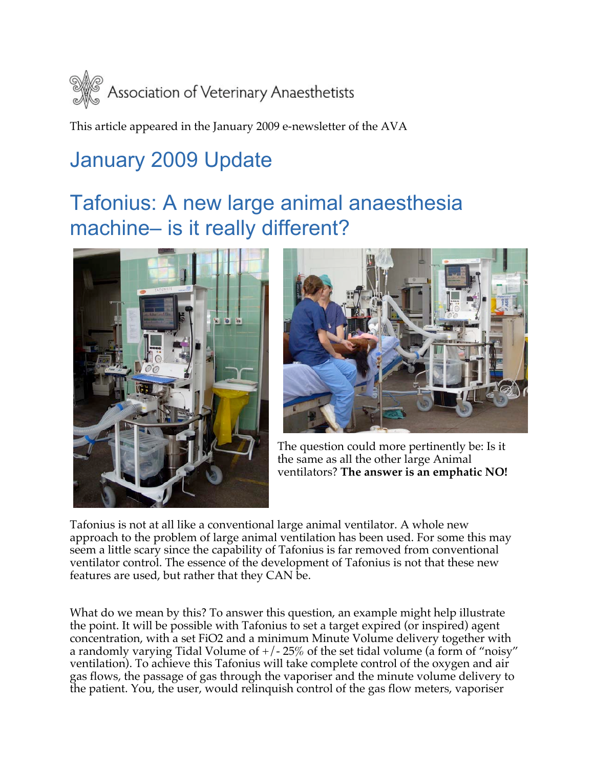Association of Veterinary Anaesthetists

This article appeared in the January 2009 e-newsletter of the AVA

# January 2009 Update

# Tafonius: A new large animal anaesthesia machine– is it really different?

The question could more pertinently be: Is it the same as all the other large Animal ventilators? **The answer is an emphatic NO!**

Tafonius is not at all like a conventional large animal ventilator. A whole new approach to the problem of large animal ventilation has been used. For some this may seem a little scary since the capability of Tafonius is far removed from conventional ventilator control. The essence of the development of Tafonius is not that these new features are used, but rather that they CAN be.

What do we mean by this? To answer this question, an example might help illustrate the point. It will be possible with Tafonius to set a target expired (or inspired) agent concentration, with a set FiO2 and a minimum Minute Volume delivery together with a randomly varying Tidal Volume of +/- 25% of the set tidal volume (a form of "noisy" ventilation). To achieve this Tafonius will take complete control of the oxygen and air gas flows, the passage of gas through the vaporiser and the minute volume delivery to the patient. You, the user, would relinquish control of the gas flow meters, vaporiser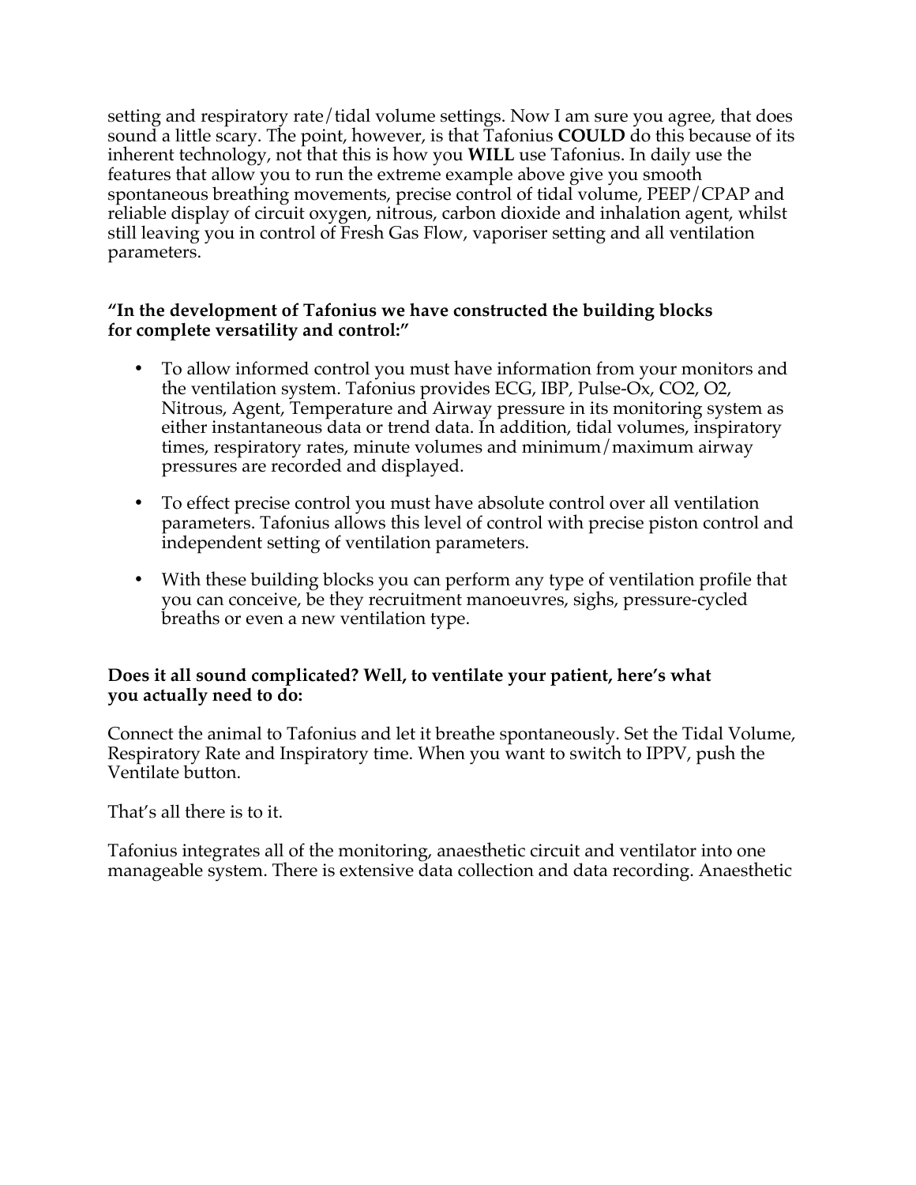setting and respiratory rate/tidal volume settings. Now I am sure you agree, that does sound a little scary. The point, however, is that Tafonius **COULD** do this because of its inherent technology, not that this is how you **WILL** use Tafonius. In daily use the features that allow you to run the extreme example above give you smooth spontaneous breathing movements, precise control of tidal volume, PEEP/CPAP and reliable display of circuit oxygen, nitrous, carbon dioxide and inhalation agent, whilst still leaving you in control of Fresh Gas Flow, vaporiser setting and all ventilation parameters.

**"In the development of Tafonius we have constructed the building blocks for complete versatility and control:"**

- To allow informed control you must have information from your monitors and the ventilation system. Tafonius provides ECG, IBP, Pulse-Ox, CO2, O2, Nitrous, Agent, Temperature and Airway pressure in its monitoring system as either instantaneous data or trend data. In addition, tidal volumes, inspiratory times, respiratory rates, minute volumes and minimum/maximum airway pressures are recorded and displayed.

- To effect precise control you must have absolute control over all ventilation parameters. Tafonius allows this level of control with precise piston control and independent setting of ventilation parameters.

- With these building blocks you can perform any type of ventilation profile that you can conceive, be they recruitment manoeuvres, sighs, pressure-cycled breaths or even a new ventilation type.

**Does it all sound complicated? Well, to ventilate your patient, here's what you actually need to do:**

Connect the animal to Tafonius and let it breathe spontaneously. Set the Tidal Volume, Respiratory Rate and Inspiratory time. When you want to switch to IPPV, push the Ventilate button.

That's all there is to it.

Tafonius integrates all of the monitoring, anaesthetic circuit and ventilator into one manageable system. There is extensive data collection and data recording. Anaesthetic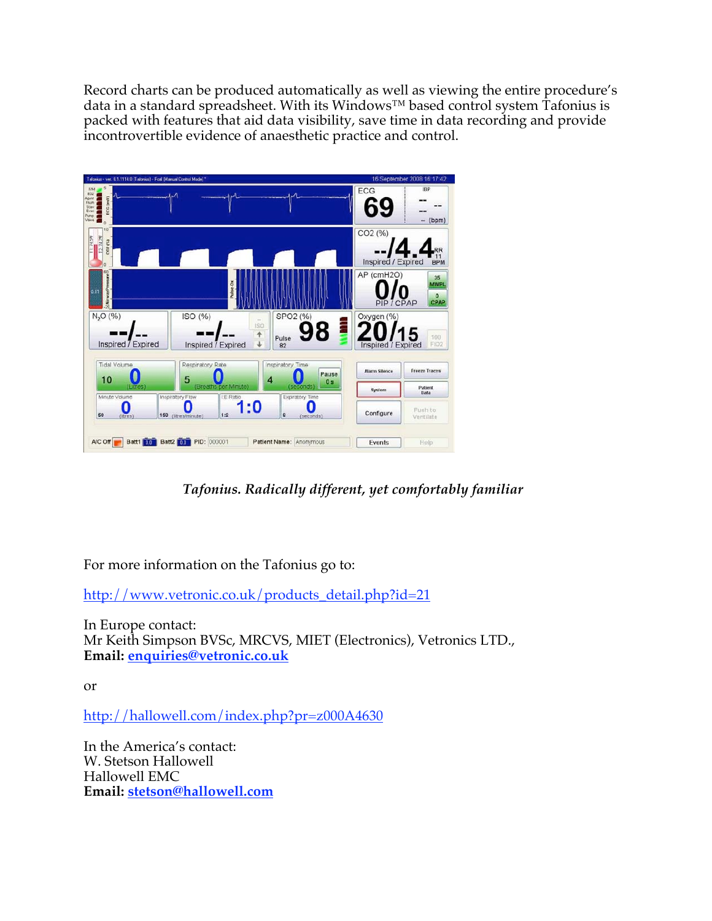Record charts can be produced automatically as well as viewing the entire procedure's data in a standard spreadsheet. With its Windows™ based control system Tafonius is packed with features that aid data visibility, save time in data recording and provide incontrovertible evidence of anaesthetic practice and control.

*Tafonius. Radically different, yet comfortably familiar*

For more information on the Tafonius go to:

[http://www.vetronic.co.uk/products_detail.php?id=21](http://www.vetronic.co.uk/products_detail.php?id=21)

In Europe contact:
Mr Keith Simpson BVSc, MRCVS, MIET (Electronics), Vetronics LTD.,
**Email:** [enquiries@vetronic.co.uk](mailto:enquiries@vetronic.co.uk)

or

[http://hallowell.com/index.php?pr=z000A4630](http://hallowell.com/index.php?pr=z000A4630)

In the America's contact:
W. Stetson Hallowell
Hallowell EMC
**Email:** [stetson@hallowell.com](mailto:stetson@hallowell.com)